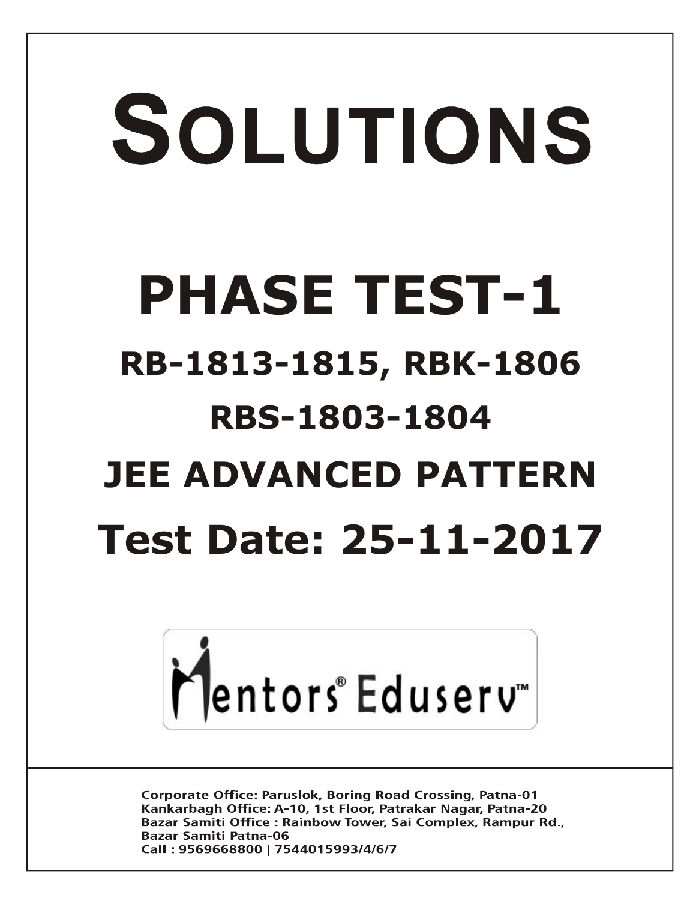# SOLUTIONS

# PHASE TEST-1

## RB-1813-1815, RBK-1806

## RBS-1803-1804

## JEE ADVANCED PATTERN

## Test Date: 25-11-2017

Mentors® Eduserv™

**Corporate Office: Paruslok, Boring Road Crossing, Patna-01**
**Kankarbagh Office: A-10, 1st Floor, Patrakar Nagar, Patna-20**
**Bazar Samiti Office : Rainbow Tower, Sai Complex, Rampur Rd., Bazar Samiti Patna-06**
**Call : 9569668800 | 7544015993/4/6/7**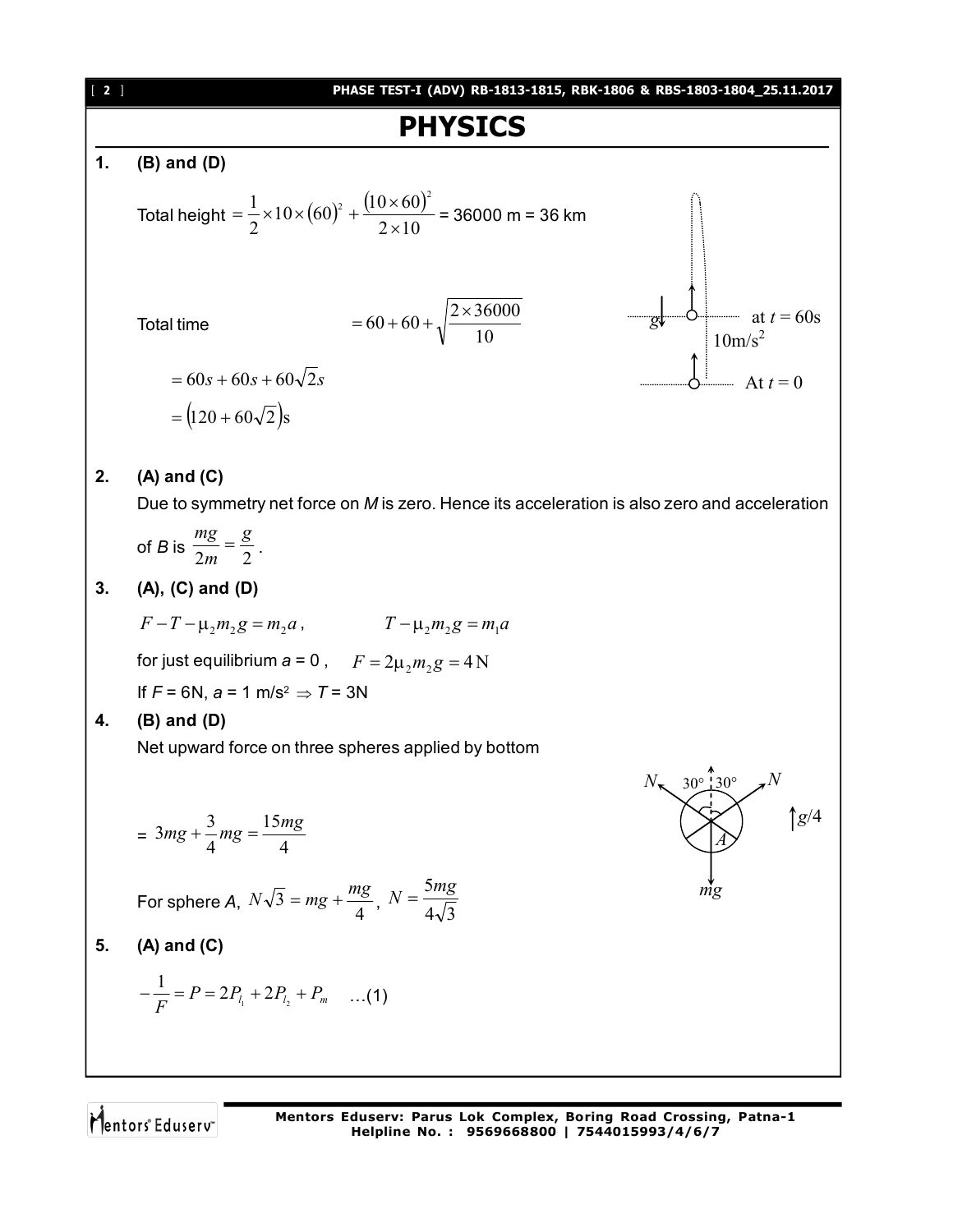# PHYSICS

**1. (B) and (D)**

Total height $= \frac{1}{2}\times 10\times(60)^2 + \frac{(10\times 60)^2}{2\times 10}$ = 36000 m = 36 km

Total time $= 60 + 60 + \sqrt{\frac{2\times 36000}{10}}$

$= 60s + 60s + 60\sqrt{2}s$

$= \left(120 + 60\sqrt{2}\right)$s

**2. (A) and (C)**

Due to symmetry net force on $M$ is zero. Hence its acceleration is also zero and acceleration of $B$ is $\frac{mg}{2m} = \frac{g}{2}$.

**3. (A), (C) and (D)**

$F - T - \mu_2 m_2 g = m_2 a$, $\quad T - \mu_2 m_2 g = m_1 a$

for just equilibrium $a$ = 0 , $\quad F = 2\mu_2 m_2 g = 4\,\text{N}$

If $F$ = 6N, $a$ = 1 m/s² $\Rightarrow$ $T$ = 3N

**4. (B) and (D)**

Net upward force on three spheres applied by bottom

$= 3mg + \frac{3}{4}mg = \frac{15mg}{4}$

For sphere $A$, $N\sqrt{3} = mg + \frac{mg}{4}$, $N = \frac{5mg}{4\sqrt{3}}$

**5. (A) and (C)**

$-\frac{1}{F} = P = 2P_{l_1} + 2P_{l_2} + P_m \quad \ldots(1)$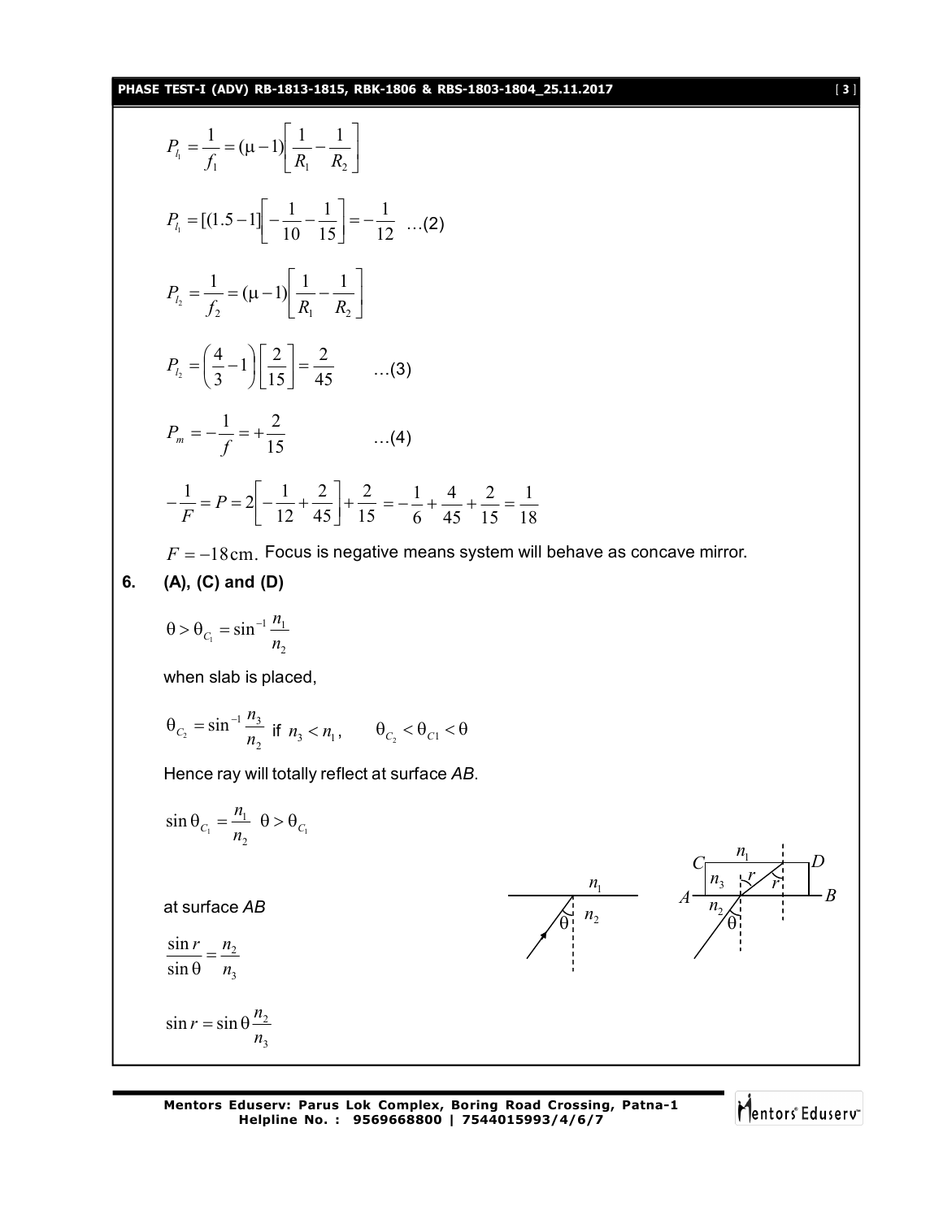$$P_{l_1} = \frac{1}{f_1} = (\mu - 1)\left[\frac{1}{R_1} - \frac{1}{R_2}\right]$$

$$P_{l_1} = [(1.5 - 1]\left[-\frac{1}{10} - \frac{1}{15}\right] = -\frac{1}{12} \quad ...(2)$$

$$P_{l_2} = \frac{1}{f_2} = (\mu - 1)\left[\frac{1}{R_1} - \frac{1}{R_2}\right]$$

$$P_{l_2} = \left(\frac{4}{3} - 1\right)\left[\frac{2}{15}\right] = \frac{2}{45} \quad ...(3)$$

$$P_m = -\frac{1}{f} = +\frac{2}{15} \quad ...(4)$$

$$-\frac{1}{F} = P = 2\left[-\frac{1}{12} + \frac{2}{45}\right] + \frac{2}{15} = -\frac{1}{6} + \frac{4}{45} + \frac{2}{15} = \frac{1}{18}$$

$F = -18\,\text{cm}$. Focus is negative means system will behave as concave mirror.

**6. (A), (C) and (D)**

$$\theta > \theta_{C_1} = \sin^{-1}\frac{n_1}{n_2}$$

when slab is placed,

$$\theta_{C_2} = \sin^{-1}\frac{n_3}{n_2} \text{ if } n_3 < n_1, \qquad \theta_{C_2} < \theta_{C1} < \theta$$

Hence ray will totally reflect at surface *AB*.

$$\sin\theta_{C_1} = \frac{n_1}{n_2} \;\; \theta > \theta_{C_1}$$

at surface *AB*

$$\frac{\sin r}{\sin\theta} = \frac{n_2}{n_3}$$

$$\sin r = \sin\theta\frac{n_2}{n_3}$$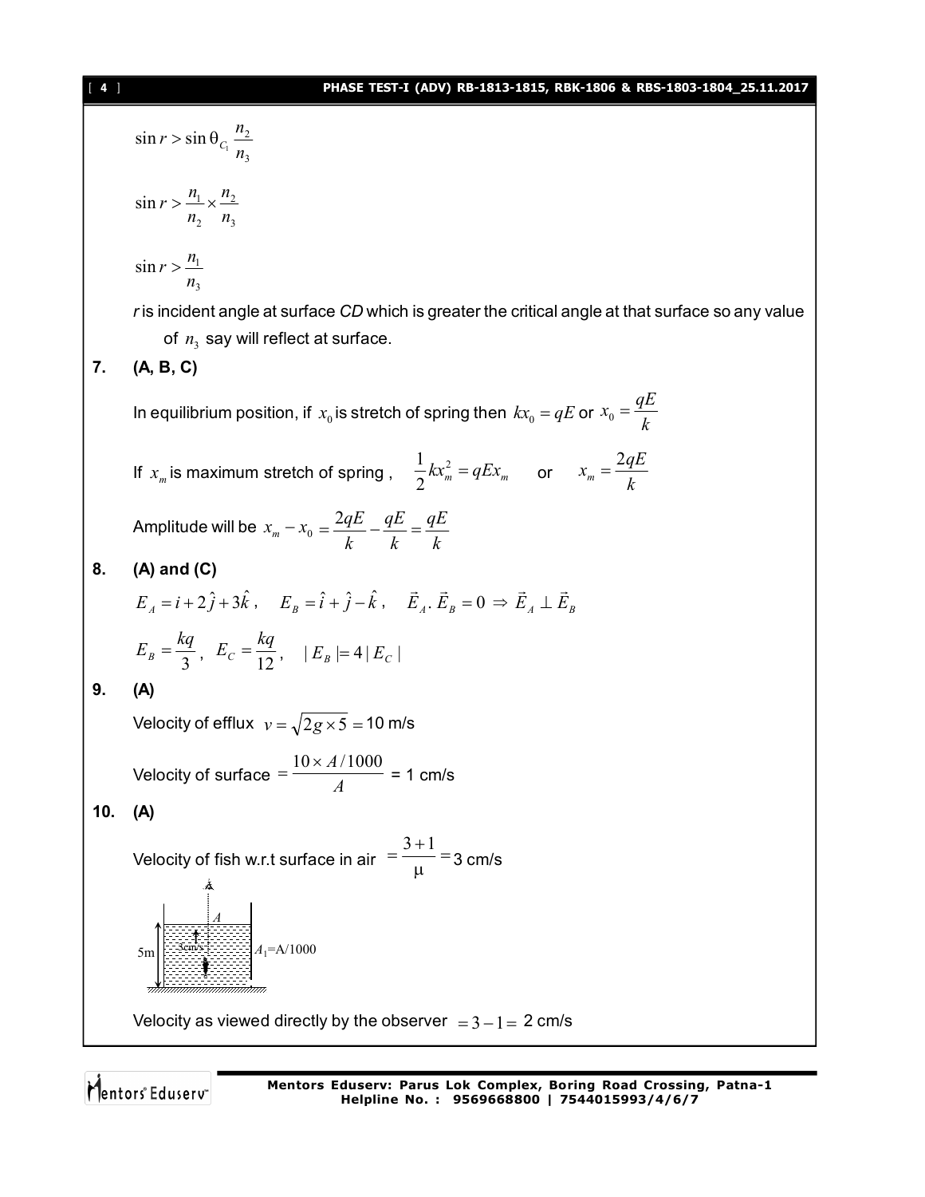$$\sin r > \sin\theta_{C_1}\frac{n_2}{n_3}$$

$$\sin r > \frac{n_1}{n_2}\times\frac{n_2}{n_3}$$

$$\sin r > \frac{n_1}{n_3}$$

*r* is incident angle at surface *CD* which is greater the critical angle at that surface so any value of $n_3$ say will reflect at surface.

**7. (A, B, C)**

In equilibrium position, if $x_0$ is stretch of spring then $kx_0 = qE$ or $x_0 = \frac{qE}{k}$

If $x_m$ is maximum stretch of spring , $\frac{1}{2}kx_m^2 = qEx_m$ or $x_m = \frac{2qE}{k}$

Amplitude will be $x_m - x_0 = \frac{2qE}{k} - \frac{qE}{k} = \frac{qE}{k}$

**8. (A) and (C)**

$E_A = i + 2\hat{j} + 3\hat{k}$, $E_B = \hat{i} + \hat{j} - \hat{k}$, $\vec{E}_A.\vec{E}_B = 0 \Rightarrow \vec{E}_A \perp \vec{E}_B$

$E_B = \frac{kq}{3}$, $E_C = \frac{kq}{12}$, $|E_B| = 4|E_C|$

**9. (A)**

Velocity of efflux $v = \sqrt{2g\times 5} = 10$ m/s

Velocity of surface $= \frac{10\times A/1000}{A}$ = 1 cm/s

**10. (A)**

Velocity of fish w.r.t surface in air $= \frac{3+1}{\mu} = 3$ cm/s

Velocity as viewed directly by the observer $= 3 - 1 =$ 2 cm/s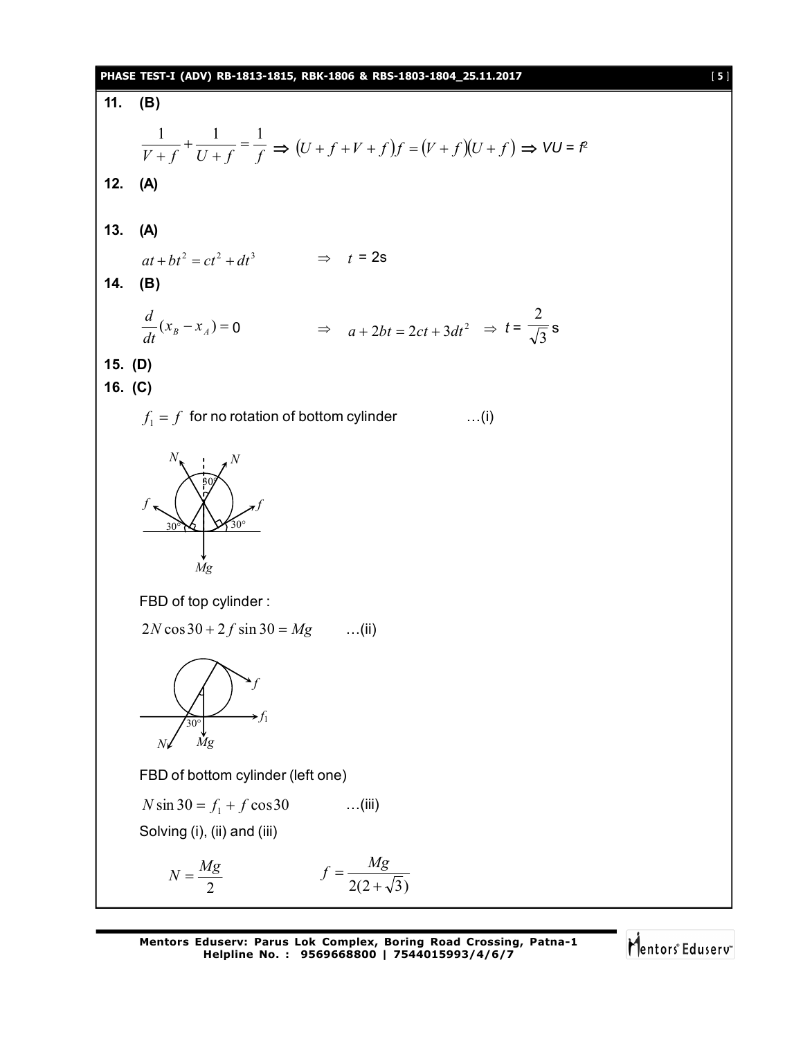**11. (B)**

$$\frac{1}{V+f}+\frac{1}{U+f}=\frac{1}{f} \Rightarrow (U+f+V+f)f=(V+f)(U+f) \Rightarrow VU = f^2$$

**12. (A)**

**13. (A)**

$$at+bt^2=ct^2+dt^3 \qquad \Rightarrow \quad t = 2\text{s}$$

**14. (B)**

$$\frac{d}{dt}(x_B-x_A)=0 \qquad \Rightarrow \quad a+2bt=2ct+3dt^2 \quad \Rightarrow t = \frac{2}{\sqrt{3}}\text{ s}$$

**15. (D)**

**16. (C)**

$f_1 = f$ for no rotation of bottom cylinder ...(i)

FBD of top cylinder :

$2N\cos 30 + 2f\sin 30 = Mg$ ...(ii)

FBD of bottom cylinder (left one)

$N\sin 30 = f_1 + f\cos 30$ ...(iii)

Solving (i), (ii) and (iii)

$$N=\frac{Mg}{2} \qquad f=\frac{Mg}{2(2+\sqrt{3})}$$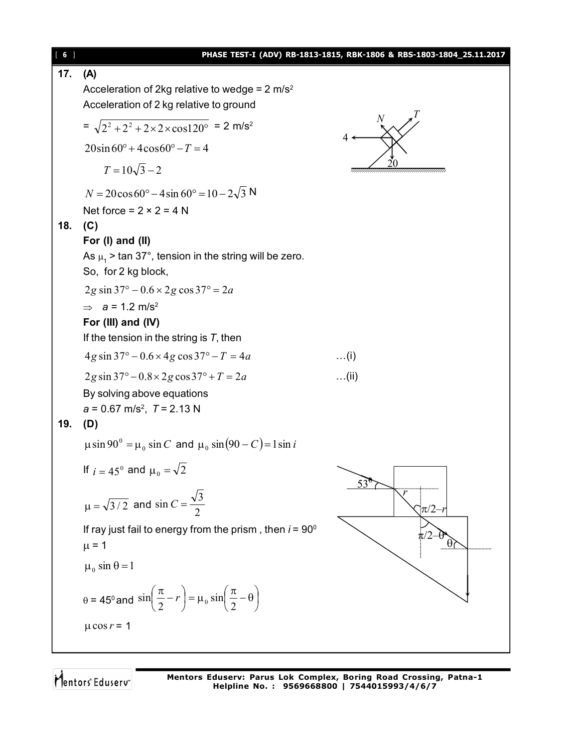**17. (A)**

Acceleration of 2kg relative to wedge = 2 m/s$^2$

Acceleration of 2 kg relative to ground

= $\sqrt{2^2 + 2^2 + 2 \times 2 \times \cos 120^\circ}$ = 2 m/s$^2$

$20 \sin 60^\circ + 4 \cos 60^\circ - T = 4$

$T = 10\sqrt{3} - 2$

$N = 20 \cos 60^\circ - 4 \sin 60^\circ = 10 - 2\sqrt{3}$ N

Net force = 2 × 2 = 4 N

**18. (C)**

**For (I) and (II)**

As $\mu_1 > \tan 37^\circ$, tension in the string will be zero.

So, for 2 kg block,

$2g \sin 37^\circ - 0.6 \times 2g \cos 37^\circ = 2a$

$\Rightarrow$ $a$ = 1.2 m/s$^2$

**For (III) and (IV)**

If the tension in the string is $T$, then

$4g \sin 37^\circ - 0.6 \times 4g \cos 37^\circ - T = 4a$ …(i)

$2g \sin 37^\circ - 0.8 \times 2g \cos 37^\circ + T = 2a$ …(ii)

By solving above equations

$a$ = 0.67 m/s$^2$, $T$ = 2.13 N

**19. (D)**

$\mu \sin 90^0 = \mu_0 \sin C$ and $\mu_0 \sin(90 - C) = 1 \sin i$

If $i = 45^0$ and $\mu_0 = \sqrt{2}$

$\mu = \sqrt{3/2}$ and $\sin C = \dfrac{\sqrt{3}}{2}$

If ray just fail to energy from the prism , then $i = 90^0$

$\mu = 1$

$\mu_0 \sin \theta = 1$

$\theta = 45^0$ and $\sin\left(\dfrac{\pi}{2} - r\right) = \mu_0 \sin\left(\dfrac{\pi}{2} - \theta\right)$

$\mu \cos r = 1$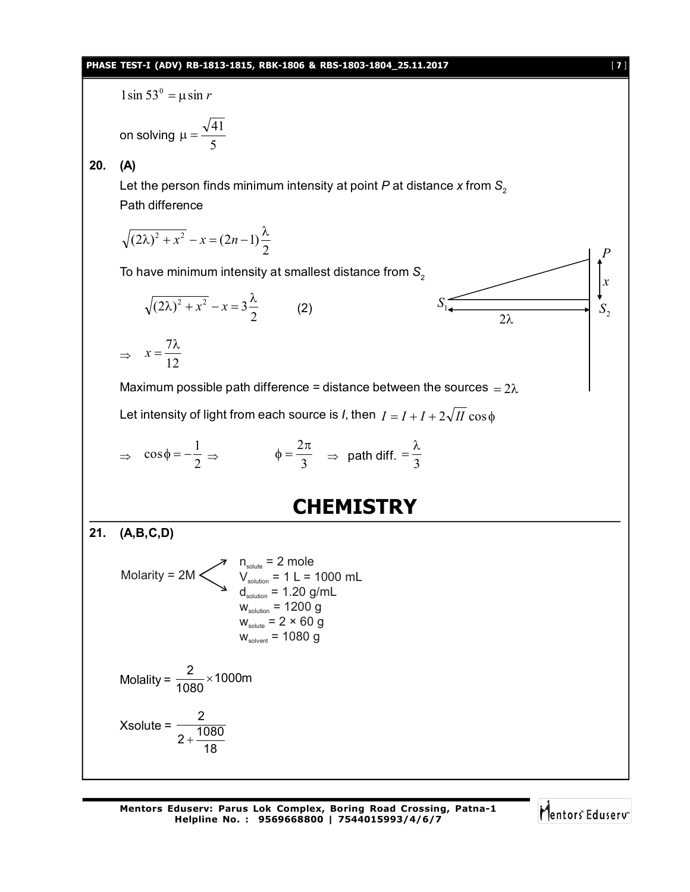$$1\sin 53^0 = \mu \sin r$$

on solving $\mu = \dfrac{\sqrt{41}}{5}$

**20. (A)**

Let the person finds minimum intensity at point *P* at distance *x* from $S_2$

Path difference

$$\sqrt{(2\lambda)^2 + x^2} - x = (2n-1)\frac{\lambda}{2}$$

To have minimum intensity at smallest distance from $S_2$

$$\sqrt{(2\lambda)^2 + x^2} - x = 3\frac{\lambda}{2} \qquad (2)$$

$$\Rightarrow \quad x = \frac{7\lambda}{12}$$

Maximum possible path difference = distance between the sources $= 2\lambda$

Let intensity of light from each source is *I*, then $I = I + I + 2\sqrt{II}\cos\phi$

$$\Rightarrow \quad \cos\phi = -\frac{1}{2} \Rightarrow \qquad \phi = \frac{2\pi}{3} \quad \Rightarrow \text{ path diff.} = \frac{\lambda}{3}$$

# CHEMISTRY

**21. (A,B,C,D)**

Molarity = 2M

- $n_{solute}$ = 2 mole
- $V_{solution}$ = 1 L = 1000 mL
- $d_{solution}$ = 1.20 g/mL
- $w_{solution}$ = 1200 g
- $w_{solute}$ = 2 × 60 g
- $w_{solvent}$ = 1080 g

Molality = $\dfrac{2}{1080} \times 1000$m

Xsolute = $\dfrac{2}{2 + \dfrac{1080}{18}}$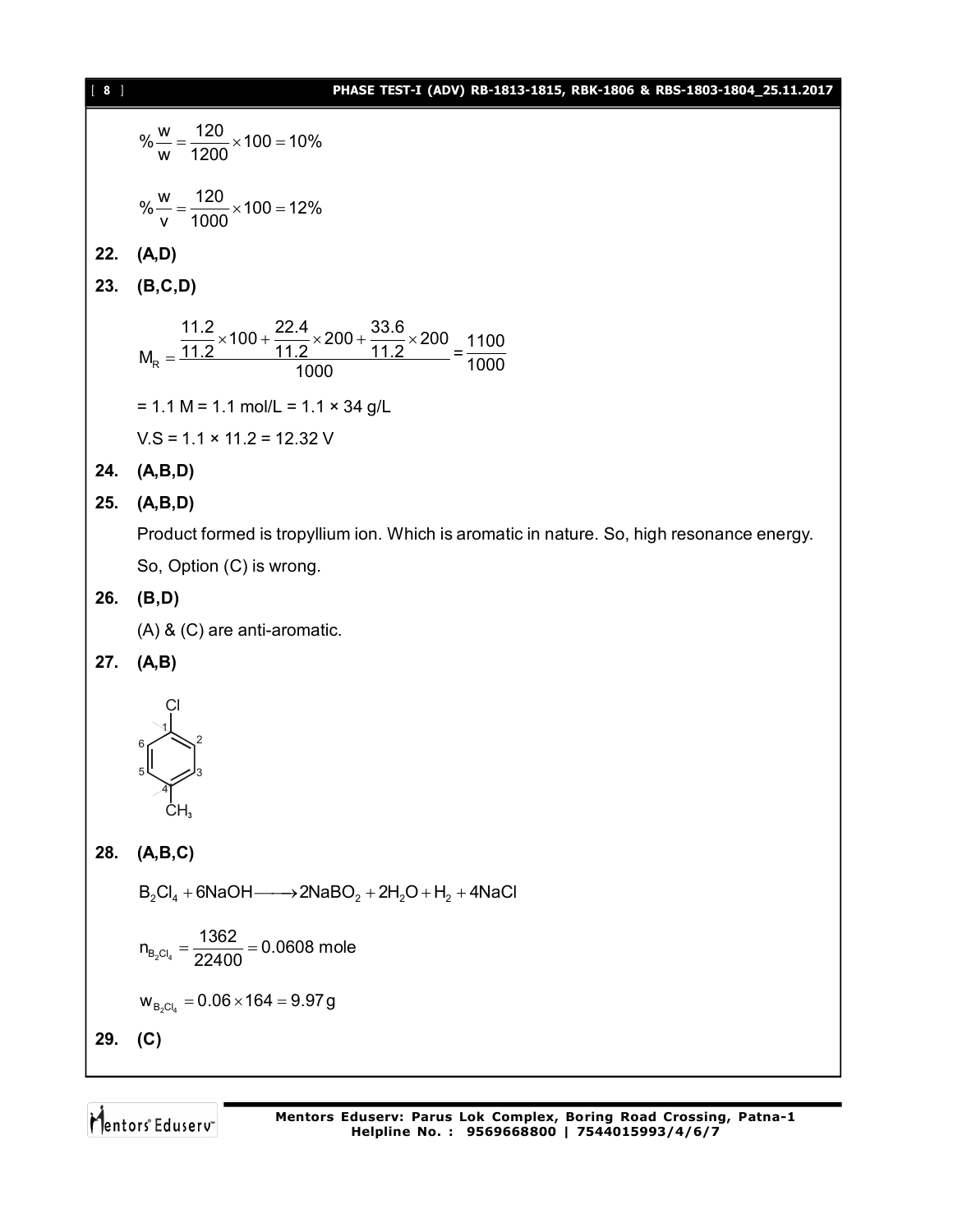$$\%\frac{w}{w} = \frac{120}{1200} \times 100 = 10\%$$

$$\%\frac{w}{v} = \frac{120}{1000} \times 100 = 12\%$$

**22. (A,D)**

**23. (B,C,D)**

$$M_R = \frac{\frac{11.2}{11.2} \times 100 + \frac{22.4}{11.2} \times 200 + \frac{33.6}{11.2} \times 200}{1000} = \frac{1100}{1000}$$

= 1.1 M = 1.1 mol/L = 1.1 × 34 g/L

V.S = 1.1 × 11.2 = 12.32 V

**24. (A,B,D)**

**25. (A,B,D)**

Product formed is tropyllium ion. Which is aromatic in nature. So, high resonance energy.

So, Option (C) is wrong.

**26. (B,D)**

(A) & (C) are anti-aromatic.

**27. (A,B)**

(Structure: benzene ring with Cl at position 1 and $CH_3$ at position 4; ring positions numbered 1–6)

**28. (A,B,C)**

$$B_2Cl_4 + 6NaOH \longrightarrow 2NaBO_2 + 2H_2O + H_2 + 4NaCl$$

$$n_{B_2Cl_4} = \frac{1362}{22400} = 0.0608 \text{ mole}$$

$$w_{B_2Cl_4} = 0.06 \times 164 = 9.97\,g$$

**29. (C)**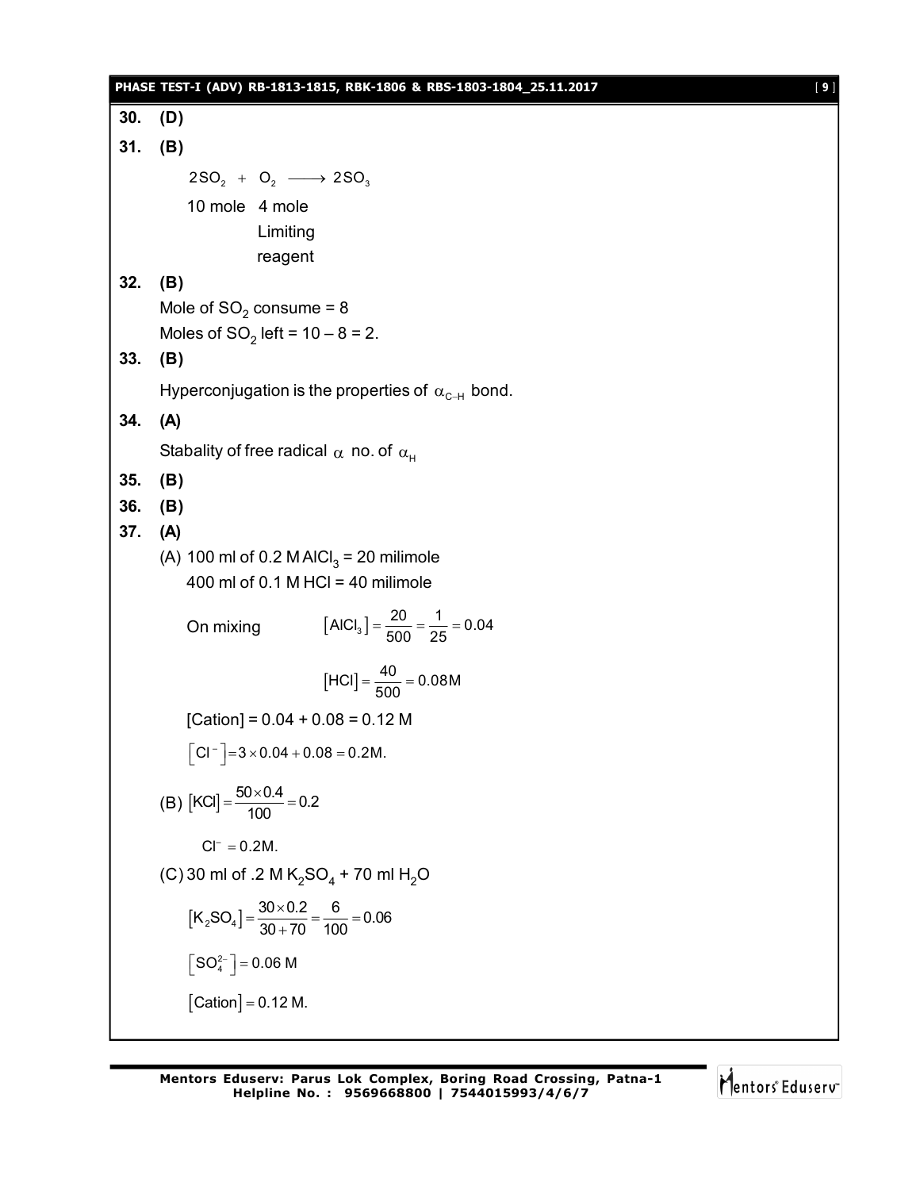**30. (D)**

**31. (B)**

$$2SO_2 + O_2 \longrightarrow 2SO_3$$

10 mole &nbsp;&nbsp; 4 mole

Limiting reagent

**32. (B)**

Mole of $SO_2$ consume = 8

Moles of $SO_2$ left = 10 – 8 = 2.

**33. (B)**

Hyperconjugation is the properties of $\alpha_{C-H}$ bond.

**34. (A)**

Stabality of free radical $\alpha$ no. of $\alpha_H$

**35. (B)**

**36. (B)**

**37. (A)**

(A) 100 ml of 0.2 M $AlCl_3$ = 20 milimole

400 ml of 0.1 M HCl = 40 milimole

On mixing $\quad [AlCl_3] = \frac{20}{500} = \frac{1}{25} = 0.04$

$$[HCl] = \frac{40}{500} = 0.08M$$

[Cation] = 0.04 + 0.08 = 0.12 M

$[Cl^-] = 3 \times 0.04 + 0.08 = 0.2M.$

(B) $[KCl] = \frac{50 \times 0.4}{100} = 0.2$

$Cl^- = 0.2M.$

(C) 30 ml of .2 M $K_2SO_4$ + 70 ml $H_2O$

$$[K_2SO_4] = \frac{30 \times 0.2}{30 + 70} = \frac{6}{100} = 0.06$$

$[SO_4^{2-}] = 0.06$ M

$[Cation] = 0.12$ M.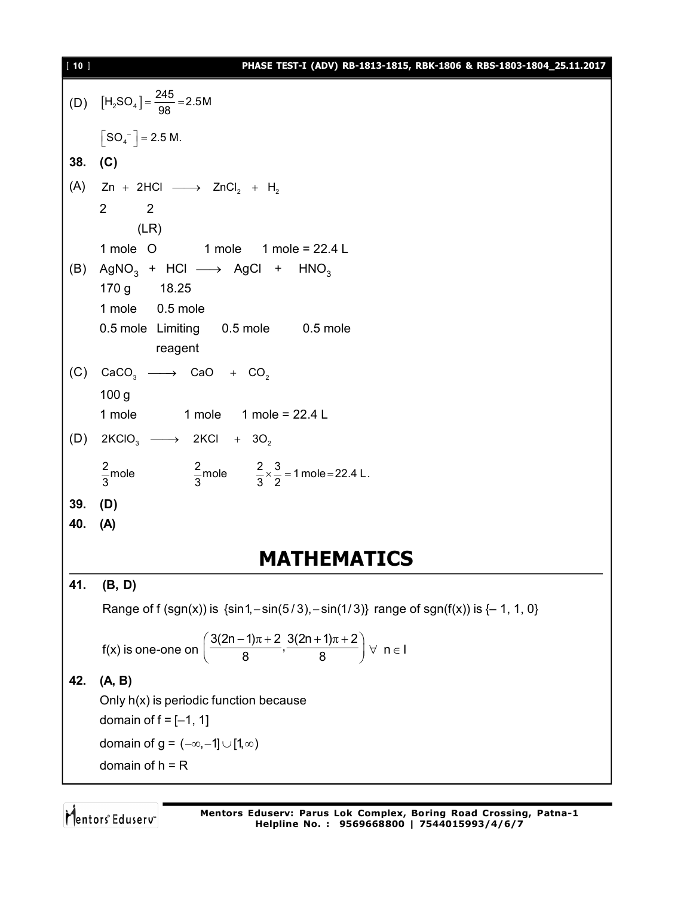(D) $\left[H_2SO_4\right] = \frac{245}{98} = 2.5M$

$\left[SO_4^{-}\right] = 2.5$ M.

**38. (C)**

(A) $Zn + 2HCl \longrightarrow ZnCl_2 + H_2$

2 2

(LR)

1 mole O 1 mole 1 mole = 22.4 L

(B) $AgNO_3$ + HCl $\longrightarrow$ AgCl + $HNO_3$

170 g 18.25

1 mole 0.5 mole

0.5 mole Limiting reagent 0.5 mole 0.5 mole

(C) $CaCO_3 \longrightarrow CaO + CO_2$

100 g

1 mole 1 mole 1 mole = 22.4 L

(D) $2KClO_3 \longrightarrow 2KCl + 3O_2$

$\frac{2}{3}$mole $\frac{2}{3}$mole $\frac{2}{3} \times \frac{3}{2} = 1$ mole $= 22.4$ L.

**39. (D)**

**40. (A)**

# MATHEMATICS

**41. (B, D)**

Range of f (sgn(x)) is $\{\sin 1, -\sin(5/3), -\sin(1/3)\}$ range of sgn(f(x)) is {– 1, 1, 0}

f(x) is one-one on $\left(\frac{3(2n-1)\pi + 2}{8}, \frac{3(2n+1)\pi + 2}{8}\right) \forall\ n \in I$

**42. (A, B)**

Only h(x) is periodic function because

domain of f = [–1, 1]

domain of g = $(-\infty, -1] \cup [1, \infty)$

domain of h = R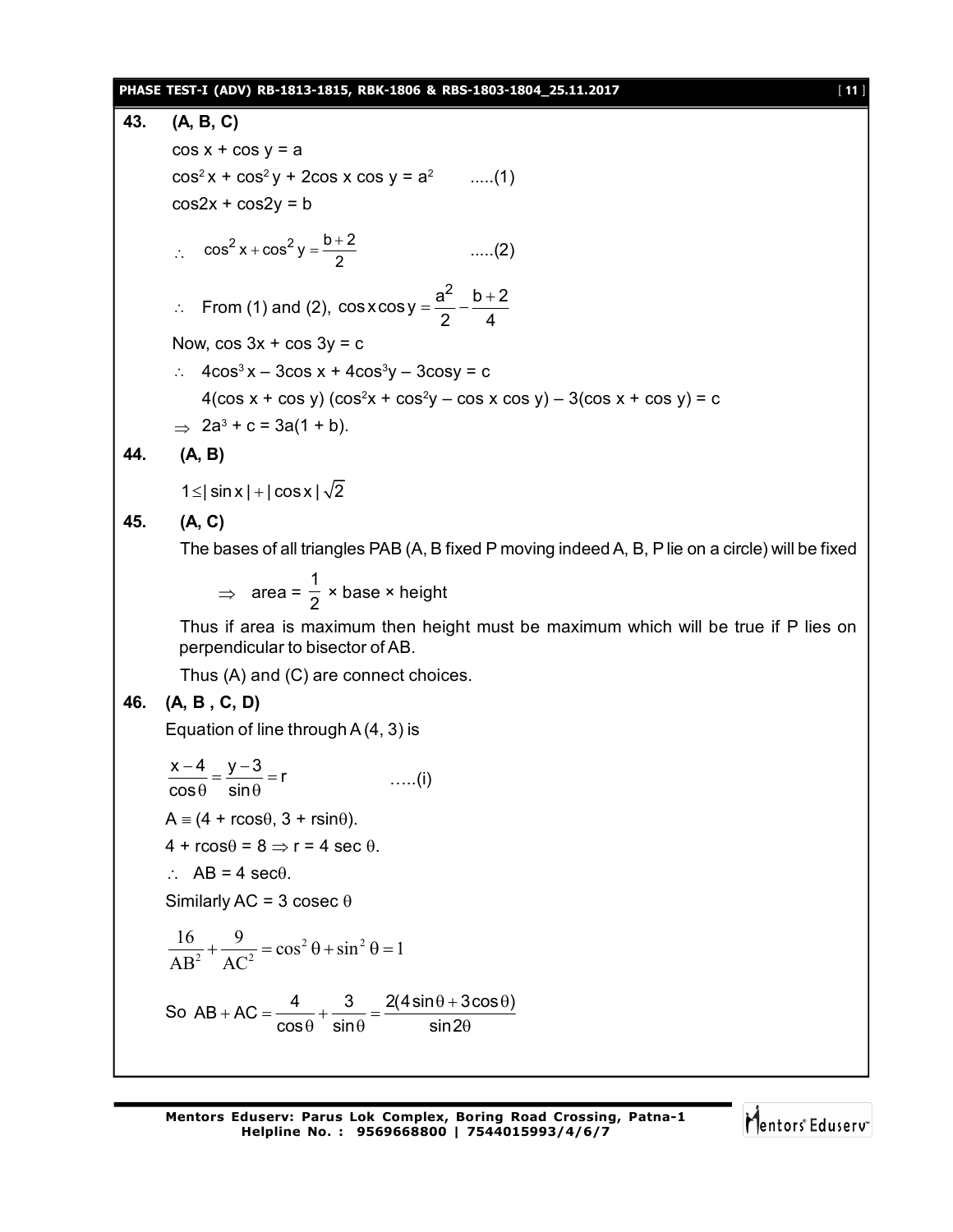**43. (A, B, C)**

$\cos x + \cos y = a$

$\cos^2 x + \cos^2 y + 2\cos x \cos y = a^2$ .....(1)

$\cos 2x + \cos 2y = b$

$\therefore \quad \cos^2 x + \cos^2 y = \dfrac{b+2}{2}$ .....(2)

$\therefore$ From (1) and (2), $\cos x \cos y = \dfrac{a^2}{2} - \dfrac{b+2}{4}$

Now, $\cos 3x + \cos 3y = c$

$\therefore \quad 4\cos^3 x - 3\cos x + 4\cos^3 y - 3\cos y = c$

$4(\cos x + \cos y)(\cos^2 x + \cos^2 y - \cos x \cos y) - 3(\cos x + \cos y) = c$

$\Rightarrow 2a^3 + c = 3a(1 + b)$.

**44. (A, B)**

$1 \le |\sin x| + |\cos x| \sqrt{2}$

**45. (A, C)**

The bases of all triangles PAB (A, B fixed P moving indeed A, B, P lie on a circle) will be fixed

$\Rightarrow$ area = $\dfrac{1}{2}$ × base × height

Thus if area is maximum then height must be maximum which will be true if P lies on perpendicular to bisector of AB.

Thus (A) and (C) are connect choices.

**46. (A, B , C, D)**

Equation of line through A (4, 3) is

$\dfrac{x-4}{\cos\theta} = \dfrac{y-3}{\sin\theta} = r$ .....(i)

$A \equiv (4 + r\cos\theta, 3 + r\sin\theta)$.

$4 + r\cos\theta = 8 \Rightarrow r = 4\sec\theta$.

$\therefore \quad AB = 4\sec\theta$.

Similarly $AC = 3\,\text{cosec}\,\theta$

$$\frac{16}{AB^2} + \frac{9}{AC^2} = \cos^2\theta + \sin^2\theta = 1$$

So $AB + AC = \dfrac{4}{\cos\theta} + \dfrac{3}{\sin\theta} = \dfrac{2(4\sin\theta + 3\cos\theta)}{\sin 2\theta}$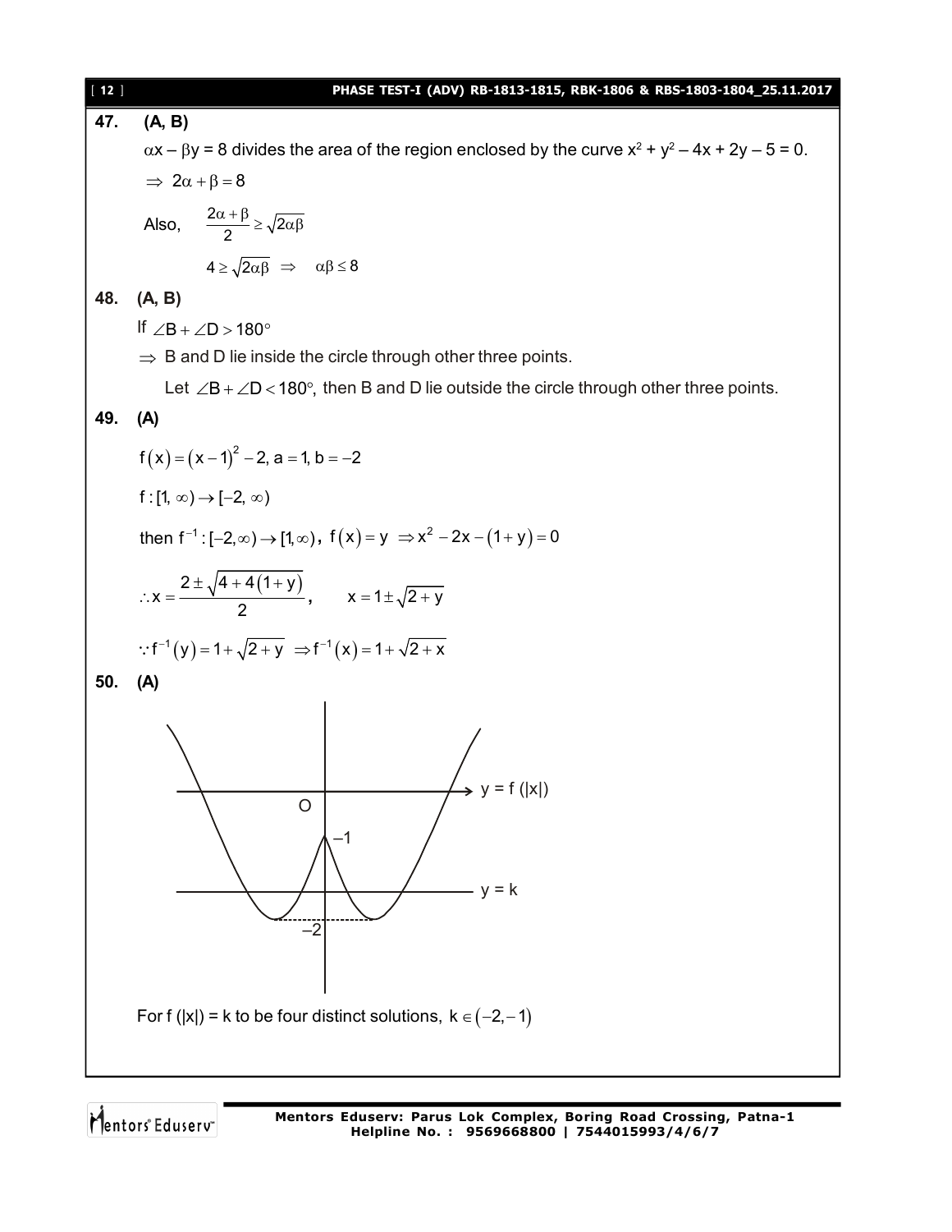**47. (A, B)**

$\alpha x - \beta y = 8$ divides the area of the region enclosed by the curve $x^2 + y^2 - 4x + 2y - 5 = 0$.

$\Rightarrow 2\alpha + \beta = 8$

Also, $\frac{2\alpha + \beta}{2} \geq \sqrt{2\alpha\beta}$

$4 \geq \sqrt{2\alpha\beta} \Rightarrow \alpha\beta \leq 8$

**48. (A, B)**

If $\angle B + \angle D > 180°$

$\Rightarrow$ B and D lie inside the circle through other three points.

Let $\angle B + \angle D < 180°$, then B and D lie outside the circle through other three points.

**49. (A)**

$f(x) = (x-1)^2 - 2,\ a = 1,\ b = -2$

$f : [1, \infty) \to [-2, \infty)$

then $f^{-1} : [-2, \infty) \to [1, \infty)$, $f(x) = y \Rightarrow x^2 - 2x - (1+y) = 0$

$\therefore x = \frac{2 \pm \sqrt{4 + 4(1+y)}}{2}, \qquad x = 1 \pm \sqrt{2+y}$

$\because f^{-1}(y) = 1 + \sqrt{2+y} \Rightarrow f^{-1}(x) = 1 + \sqrt{2+x}$

**50. (A)**

For f (|x|) = k to be four distinct solutions, $k \in (-2, -1)$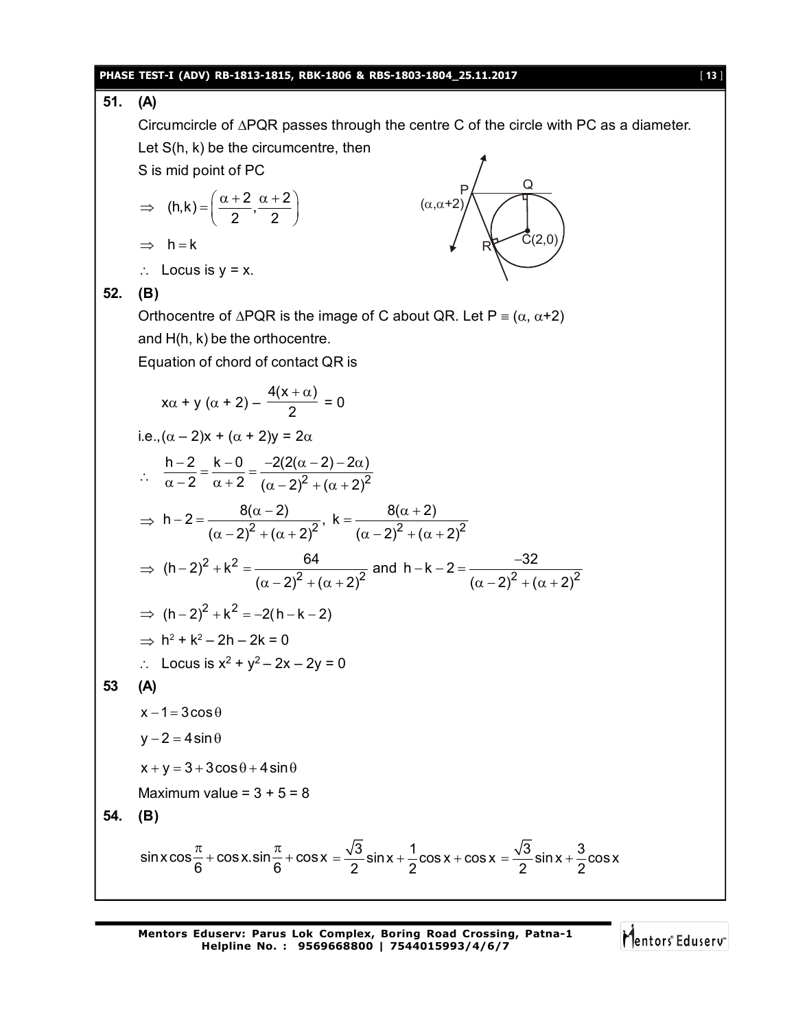**51. (A)**

Circumcircle of $\Delta PQR$ passes through the centre C of the circle with PC as a diameter.

Let S(h, k) be the circumcentre, then

S is mid point of PC

$\Rightarrow \quad (h,k) = \left(\frac{\alpha+2}{2}, \frac{\alpha+2}{2}\right)$

$\Rightarrow \quad h = k$

$\therefore$ Locus is y = x.

**52. (B)**

Orthocentre of $\Delta PQR$ is the image of C about QR. Let $P \equiv (\alpha, \alpha+2)$ and H(h, k) be the orthocentre.

Equation of chord of contact QR is

$$x\alpha + y(\alpha + 2) - \frac{4(x+\alpha)}{2} = 0$$

i.e., $(\alpha - 2)x + (\alpha + 2)y = 2\alpha$

$$\therefore \quad \frac{h-2}{\alpha-2} = \frac{k-0}{\alpha+2} = \frac{-2(2(\alpha-2)-2\alpha)}{(\alpha-2)^2+(\alpha+2)^2}$$

$$\Rightarrow h-2 = \frac{8(\alpha-2)}{(\alpha-2)^2+(\alpha+2)^2},\ k = \frac{8(\alpha+2)}{(\alpha-2)^2+(\alpha+2)^2}$$

$$\Rightarrow (h-2)^2 + k^2 = \frac{64}{(\alpha-2)^2+(\alpha+2)^2} \text{ and } h-k-2 = \frac{-32}{(\alpha-2)^2+(\alpha+2)^2}$$

$$\Rightarrow (h-2)^2 + k^2 = -2(h-k-2)$$

$$\Rightarrow h^2 + k^2 - 2h - 2k = 0$$

$\therefore$ Locus is $x^2 + y^2 - 2x - 2y = 0$

**53 (A)**

$x - 1 = 3\cos\theta$

$y - 2 = 4\sin\theta$

$x + y = 3 + 3\cos\theta + 4\sin\theta$

Maximum value = 3 + 5 = 8

**54. (B)**

$$\sin x \cos\frac{\pi}{6} + \cos x.\sin\frac{\pi}{6} + \cos x = \frac{\sqrt{3}}{2}\sin x + \frac{1}{2}\cos x + \cos x = \frac{\sqrt{3}}{2}\sin x + \frac{3}{2}\cos x$$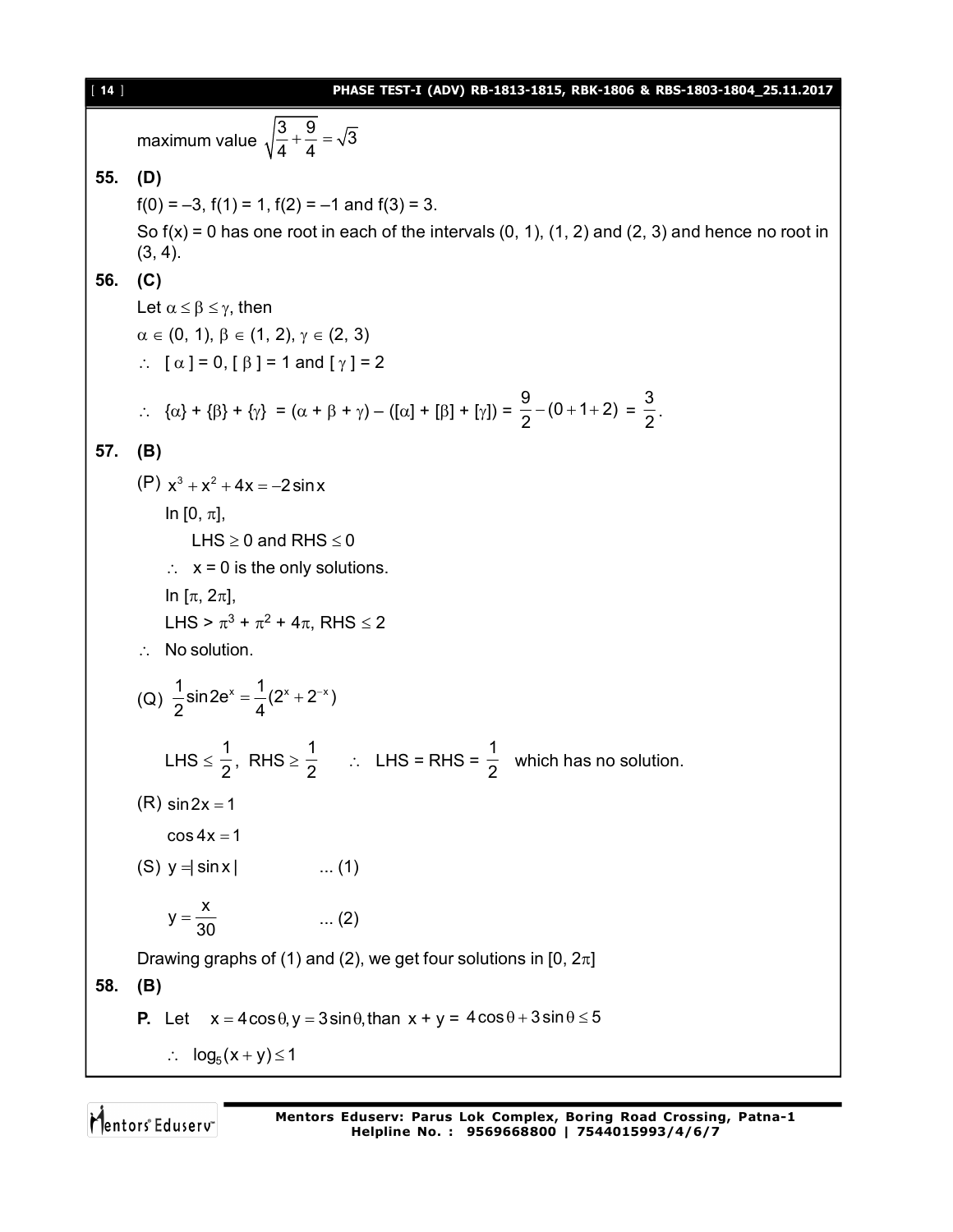maximum value $\sqrt{\frac{3}{4}+\frac{9}{4}} = \sqrt{3}$

**55. (D)**

$f(0) = -3$, $f(1) = 1$, $f(2) = -1$ and $f(3) = 3$.

So $f(x) = 0$ has one root in each of the intervals (0, 1), (1, 2) and (2, 3) and hence no root in (3, 4).

**56. (C)**

Let $\alpha \le \beta \le \gamma$, then

$\alpha \in (0, 1)$, $\beta \in (1, 2)$, $\gamma \in (2, 3)$

$\therefore$ $[\alpha] = 0$, $[\beta] = 1$ and $[\gamma] = 2$

$\therefore$ $\{\alpha\} + \{\beta\} + \{\gamma\} = (\alpha + \beta + \gamma) - ([\alpha] + [\beta] + [\gamma]) = \frac{9}{2} - (0+1+2) = \frac{3}{2}$.

**57. (B)**

(P) $x^3 + x^2 + 4x = -2\sin x$

In $[0, \pi]$,

LHS $\ge 0$ and RHS $\le 0$

$\therefore$ $x = 0$ is the only solutions.

In $[\pi, 2\pi]$,

LHS $> \pi^3 + \pi^2 + 4\pi$, RHS $\le 2$

$\therefore$ No solution.

(Q) $\frac{1}{2}\sin 2e^x = \frac{1}{4}(2^x + 2^{-x})$

LHS $\le \frac{1}{2}$, RHS $\ge \frac{1}{2}$ $\therefore$ LHS = RHS = $\frac{1}{2}$ which has no solution.

(R) $\sin 2x = 1$

$\cos 4x = 1$

(S) $y = |\sin x|$ ... (1)

$y = \frac{x}{30}$ ... (2)

Drawing graphs of (1) and (2), we get four solutions in $[0, 2\pi]$

**58. (B)**

**P.** Let $x = 4\cos\theta, y = 3\sin\theta,$ than $x + y = 4\cos\theta + 3\sin\theta \le 5$

$\therefore$ $\log_5(x+y) \le 1$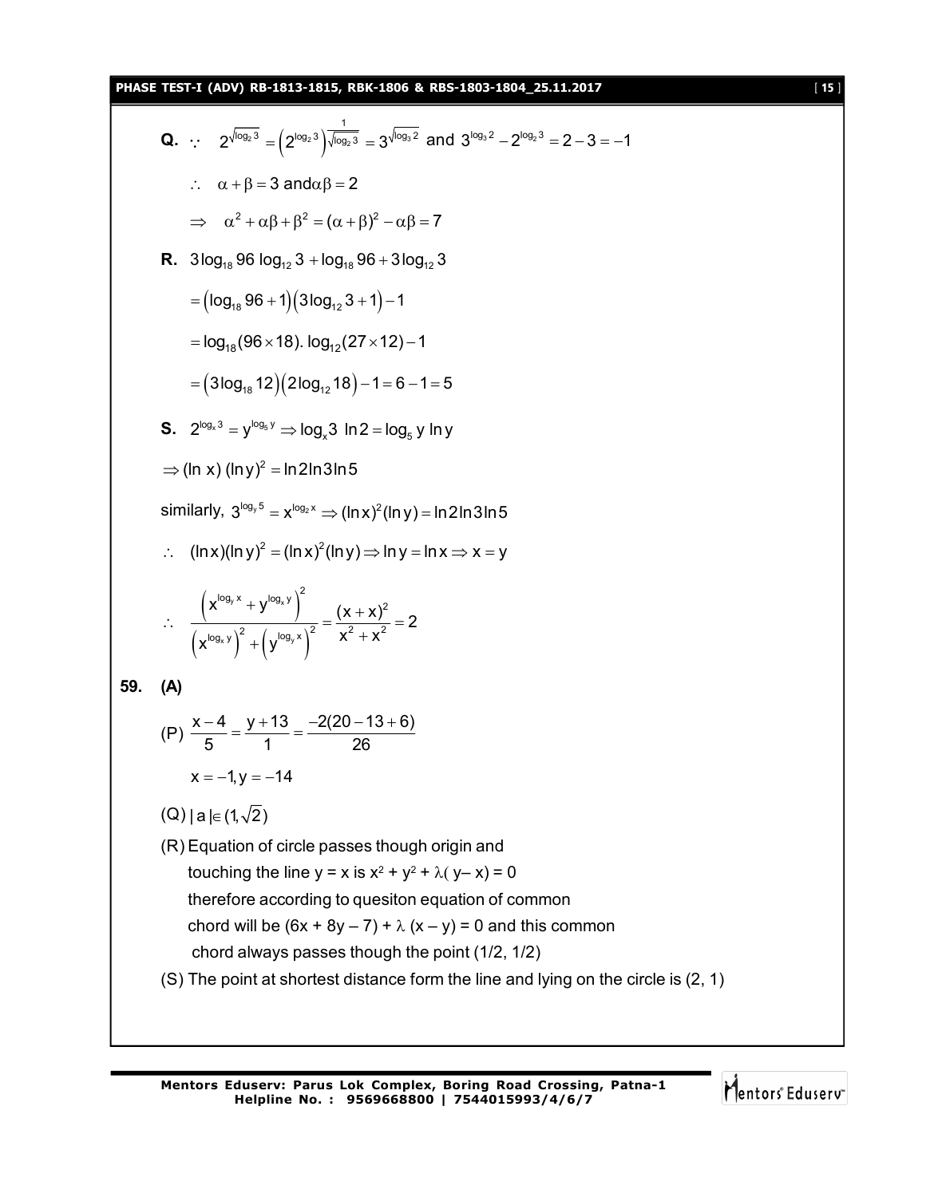**Q.** $\because \quad 2^{\sqrt{\log_2 3}} = \left(2^{\log_2 3}\right)^{\frac{1}{\sqrt{\log_2 3}}} = 3^{\sqrt{\log_3 2}}$ and $3^{\log_3 2} - 2^{\log_2 3} = 2 - 3 = -1$

$\therefore \quad \alpha + \beta = 3$ and $\alpha\beta = 2$

$\Rightarrow \quad \alpha^2 + \alpha\beta + \beta^2 = (\alpha+\beta)^2 - \alpha\beta = 7$

**R.** $3\log_{18} 96 \log_{12} 3 + \log_{18} 96 + 3\log_{12} 3$

$= \left(\log_{18} 96 + 1\right)\left(3\log_{12} 3 + 1\right) - 1$

$= \log_{18}(96 \times 18).\ \log_{12}(27 \times 12) - 1$

$= \left(3\log_{18} 12\right)\left(2\log_{12} 18\right) - 1 = 6 - 1 = 5$

**S.** $2^{\log_x 3} = y^{\log_5 y} \Rightarrow \log_x 3\ \ln 2 = \log_5 y\ \ln y$

$\Rightarrow (\ln x)\ (\ln y)^2 = \ln 2 \ln 3 \ln 5$

similarly, $3^{\log_y 5} = x^{\log_2 x} \Rightarrow (\ln x)^2 (\ln y) = \ln 2 \ln 3 \ln 5$

$\therefore \quad (\ln x)(\ln y)^2 = (\ln x)^2(\ln y) \Rightarrow \ln y = \ln x \Rightarrow x = y$

$$\therefore \quad \frac{\left(x^{\log_y x} + y^{\log_x y}\right)^2}{\left(x^{\log_x y}\right)^2 + \left(y^{\log_y x}\right)^2} = \frac{(x+x)^2}{x^2 + x^2} = 2$$

**59. (A)**

(P) $\dfrac{x-4}{5} = \dfrac{y+13}{1} = \dfrac{-2(20-13+6)}{26}$

$x = -1, y = -14$

(Q) $|a| \in (1, \sqrt{2})$

(R) Equation of circle passes though origin and touching the line y = x is $x^2 + y^2 + \lambda(y - x) = 0$ therefore according to quesiton equation of common chord will be $(6x + 8y - 7) + \lambda(x - y) = 0$ and this common chord always passes though the point (1/2, 1/2)

(S) The point at shortest distance form the line and lying on the circle is (2, 1)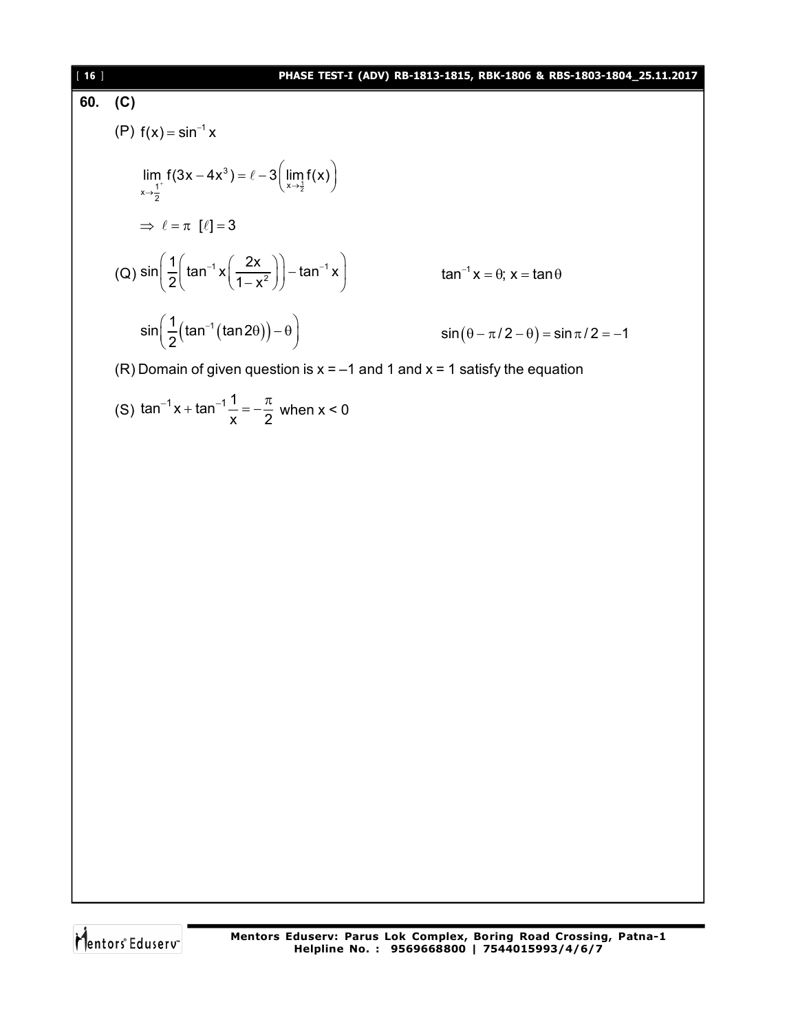**60. (C)**

(P) $f(x) = \sin^{-1} x$

$$\lim_{x \to \frac{1}{2}^+} f(3x - 4x^3) = \ell - 3\left(\lim_{x \to \frac{1}{2}} f(x)\right)$$

$\Rightarrow \ \ell = \pi \ \ [\ell] = 3$

(Q) $\sin\left(\frac{1}{2}\left(\tan^{-1} x\left(\frac{2x}{1-x^2}\right)\right) - \tan^{-1} x\right)$ $\qquad \tan^{-1} x = \theta; \ x = \tan\theta$

$\sin\left(\frac{1}{2}\left(\tan^{-1}(\tan 2\theta)\right) - \theta\right)$ $\qquad \sin(\theta - \pi/2 - \theta) = \sin \pi/2 = -1$

(R) Domain of given question is x = –1 and 1 and x = 1 satisfy the equation

(S) $\tan^{-1} x + \tan^{-1}\frac{1}{x} = -\frac{\pi}{2}$ when x < 0